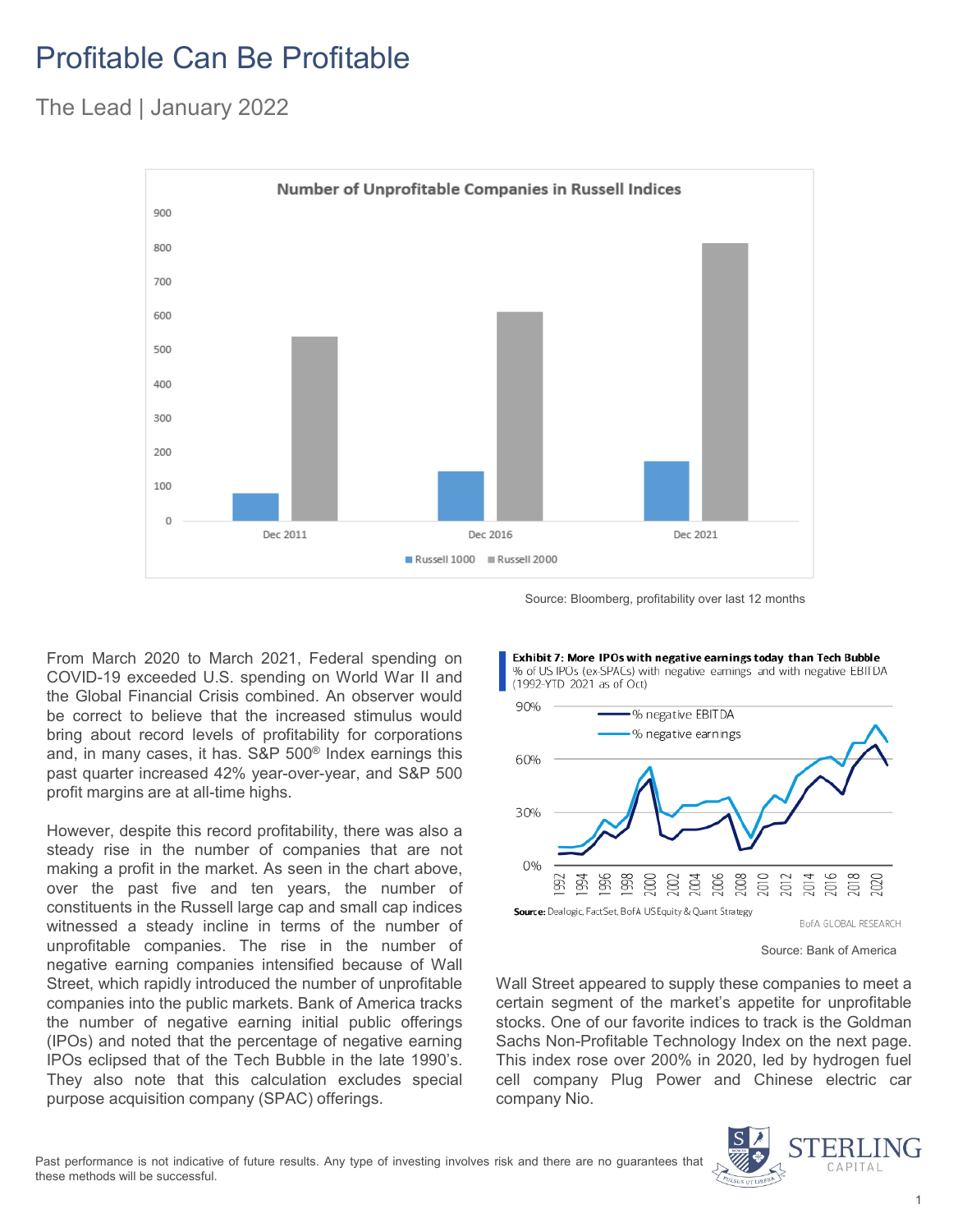# Profitable Can Be Profitable

## The Lead | January 2022

Source: Bloomberg, profitability over last 12 months

From March 2020 to March 2021, Federal spending on COVID-19 exceeded U.S. spending on World War II and the Global Financial Crisis combined. An observer would be correct to believe that the increased stimulus would bring about record levels of profitability for corporations and, in many cases, it has. S&P 500® Index earnings this past quarter increased 42% year-over-year, and S&P 500 profit margins are at all-time highs.

However, despite this record profitability, there was also a steady rise in the number of companies that are not making a profit in the market. As seen in the chart above, over the past five and ten years, the number of constituents in the Russell large cap and small cap indices witnessed a steady incline in terms of the number of unprofitable companies. The rise in the number of negative earning companies intensified because of Wall Street, which rapidly introduced the number of unprofitable companies into the public markets. Bank of America tracks the number of negative earning initial public offerings (IPOs) and noted that the percentage of negative earning IPOs eclipsed that of the Tech Bubble in the late 1990's. They also note that this calculation excludes special purpose acquisition company (SPAC) offerings.

Source: Bank of America

Wall Street appeared to supply these companies to meet a certain segment of the market's appetite for unprofitable stocks. One of our favorite indices to track is the Goldman Sachs Non-Profitable Technology Index on the next page. This index rose over 200% in 2020, led by hydrogen fuel cell company Plug Power and Chinese electric car company Nio.

Past performance is not indicative of future results. Any type of investing involves risk and there are no guarantees that these methods will be successful.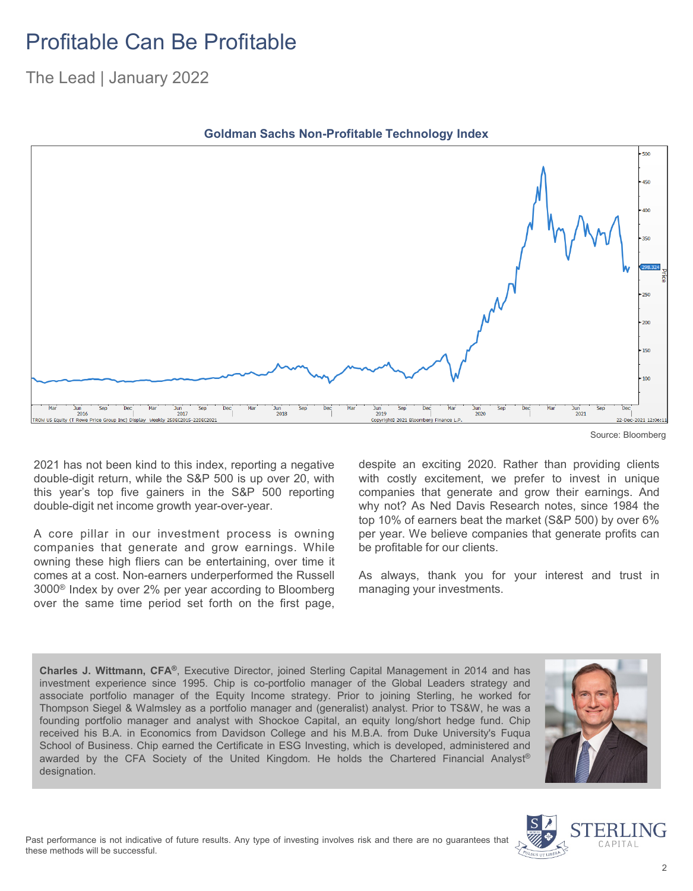# Profitable Can Be Profitable

The Lead | January 2022

**Goldman Sachs Non-Profitable Technology Index**

Source: Bloomberg

2021 has not been kind to this index, reporting a negative double-digit return, while the S&P 500 is up over 20, with this year's top five gainers in the S&P 500 reporting double-digit net income growth year-over-year.

A core pillar in our investment process is owning companies that generate and grow earnings. While owning these high fliers can be entertaining, over time it comes at a cost. Non-earners underperformed the Russell 3000® Index by over 2% per year according to Bloomberg over the same time period set forth on the first page, despite an exciting 2020. Rather than providing clients with costly excitement, we prefer to invest in unique companies that generate and grow their earnings. And why not? As Ned Davis Research notes, since 1984 the top 10% of earners beat the market (S&P 500) by over 6% per year. We believe companies that generate profits can be profitable for our clients.

As always, thank you for your interest and trust in managing your investments.

**Charles J. Wittmann, CFA®**, Executive Director, joined Sterling Capital Management in 2014 and has investment experience since 1995. Chip is co-portfolio manager of the Global Leaders strategy and associate portfolio manager of the Equity Income strategy. Prior to joining Sterling, he worked for Thompson Siegel & Walmsley as a portfolio manager and (generalist) analyst. Prior to TS&W, he was a founding portfolio manager and analyst with Shockoe Capital, an equity long/short hedge fund. Chip received his B.A. in Economics from Davidson College and his M.B.A. from Duke University's Fuqua School of Business. Chip earned the Certificate in ESG Investing, which is developed, administered and awarded by the CFA Society of the United Kingdom. He holds the Chartered Financial Analyst® designation.

Past performance is not indicative of future results. Any type of investing involves risk and there are no guarantees that these methods will be successful.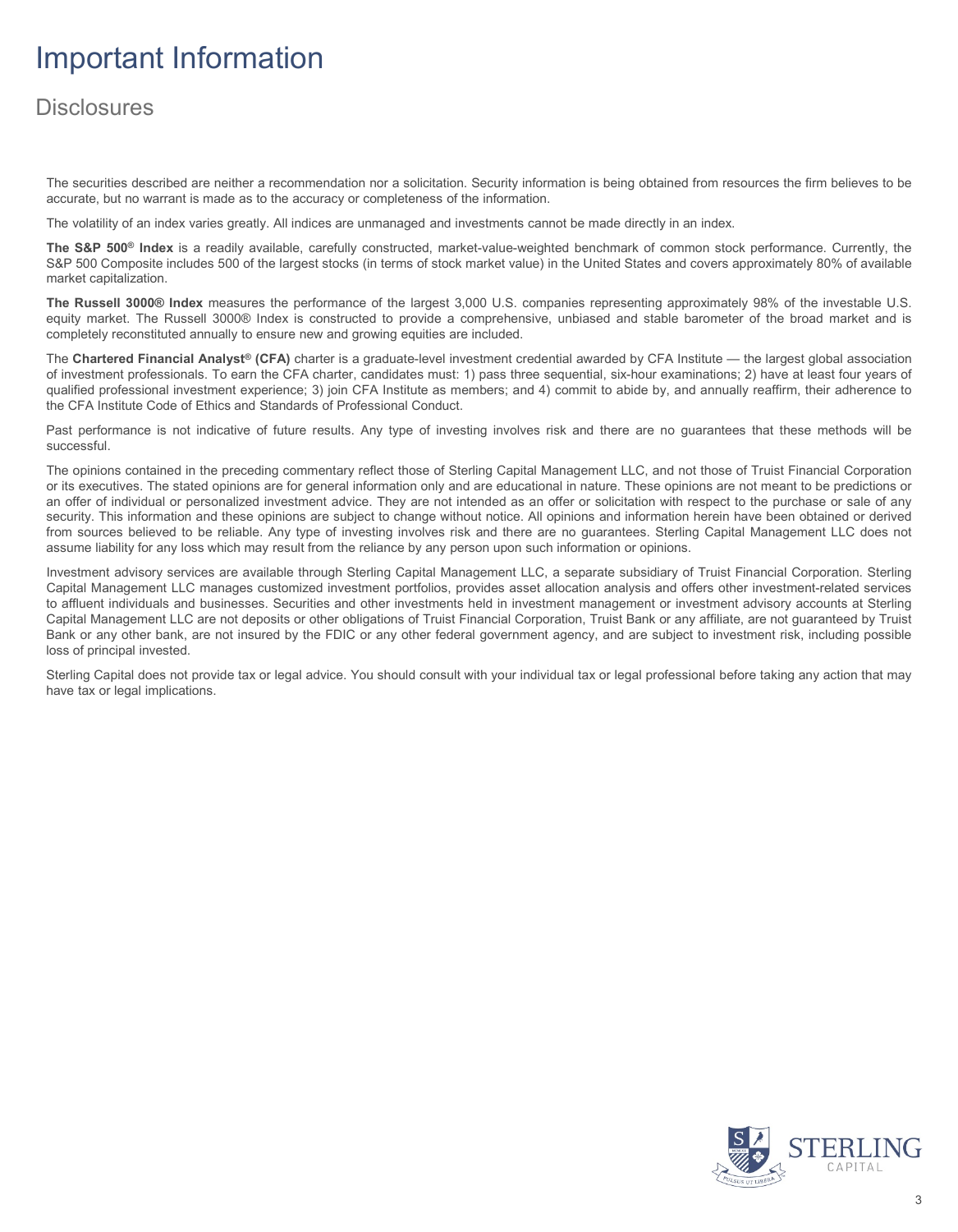# Important Information

## Disclosures

The securities described are neither a recommendation nor a solicitation. Security information is being obtained from resources the firm believes to be accurate, but no warrant is made as to the accuracy or completeness of the information.

The volatility of an index varies greatly. All indices are unmanaged and investments cannot be made directly in an index.

**The S&P 500® Index** is a readily available, carefully constructed, market-value-weighted benchmark of common stock performance. Currently, the S&P 500 Composite includes 500 of the largest stocks (in terms of stock market value) in the United States and covers approximately 80% of available market capitalization.

**The Russell 3000® Index** measures the performance of the largest 3,000 U.S. companies representing approximately 98% of the investable U.S. equity market. The Russell 3000® Index is constructed to provide a comprehensive, unbiased and stable barometer of the broad market and is completely reconstituted annually to ensure new and growing equities are included.

The **Chartered Financial Analyst® (CFA)** charter is a graduate-level investment credential awarded by CFA Institute — the largest global association of investment professionals. To earn the CFA charter, candidates must: 1) pass three sequential, six-hour examinations; 2) have at least four years of qualified professional investment experience; 3) join CFA Institute as members; and 4) commit to abide by, and annually reaffirm, their adherence to the CFA Institute Code of Ethics and Standards of Professional Conduct.

Past performance is not indicative of future results. Any type of investing involves risk and there are no guarantees that these methods will be successful.

The opinions contained in the preceding commentary reflect those of Sterling Capital Management LLC, and not those of Truist Financial Corporation or its executives. The stated opinions are for general information only and are educational in nature. These opinions are not meant to be predictions or an offer of individual or personalized investment advice. They are not intended as an offer or solicitation with respect to the purchase or sale of any security. This information and these opinions are subject to change without notice. All opinions and information herein have been obtained or derived from sources believed to be reliable. Any type of investing involves risk and there are no guarantees. Sterling Capital Management LLC does not assume liability for any loss which may result from the reliance by any person upon such information or opinions.

Investment advisory services are available through Sterling Capital Management LLC, a separate subsidiary of Truist Financial Corporation. Sterling Capital Management LLC manages customized investment portfolios, provides asset allocation analysis and offers other investment-related services to affluent individuals and businesses. Securities and other investments held in investment management or investment advisory accounts at Sterling Capital Management LLC are not deposits or other obligations of Truist Financial Corporation, Truist Bank or any affiliate, are not guaranteed by Truist Bank or any other bank, are not insured by the FDIC or any other federal government agency, and are subject to investment risk, including possible loss of principal invested.

Sterling Capital does not provide tax or legal advice. You should consult with your individual tax or legal professional before taking any action that may have tax or legal implications.